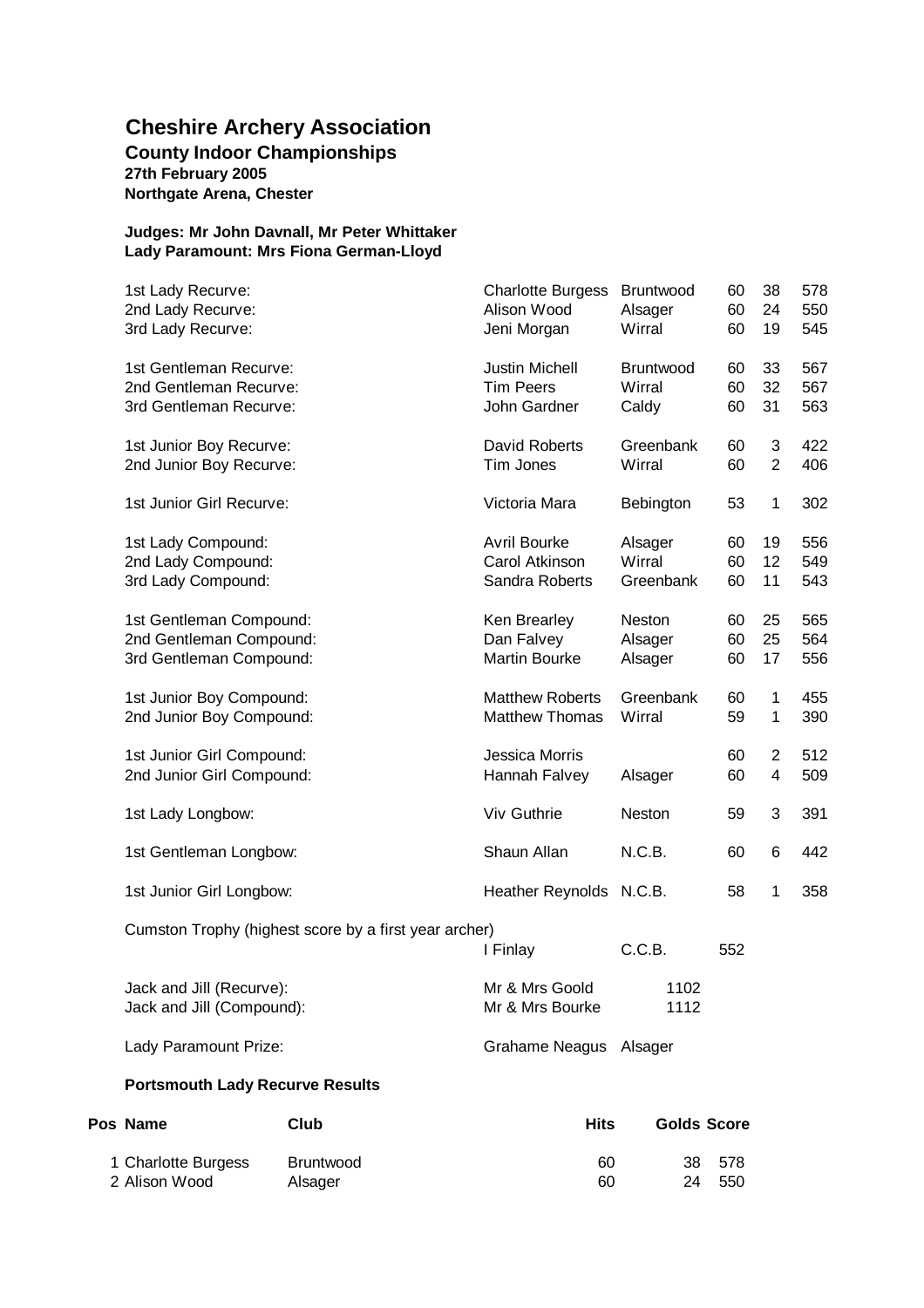# Cheshire Archery Association

## County Indoor Championships

**27th February 2005**
**Northgate Arena, Chester**

**Judges: Mr John Davnall, Mr Peter Whittaker**
**Lady Paramount: Mrs Fiona German-Lloyd**

| | | | | | |
|---|---|---|---|---|---|
| 1st Lady Recurve: | Charlotte Burgess | Bruntwood | 60 | 38 | 578 |
| 2nd Lady Recurve: | Alison Wood | Alsager | 60 | 24 | 550 |
| 3rd Lady Recurve: | Jeni Morgan | Wirral | 60 | 19 | 545 |
| | | | | | |
| 1st Gentleman Recurve: | Justin Michell | Bruntwood | 60 | 33 | 567 |
| 2nd Gentleman Recurve: | Tim Peers | Wirral | 60 | 32 | 567 |
| 3rd Gentleman Recurve: | John Gardner | Caldy | 60 | 31 | 563 |
| | | | | | |
| 1st Junior Boy Recurve: | David Roberts | Greenbank | 60 | 3 | 422 |
| 2nd Junior Boy Recurve: | Tim Jones | Wirral | 60 | 2 | 406 |
| | | | | | |
| 1st Junior Girl Recurve: | Victoria Mara | Bebington | 53 | 1 | 302 |
| | | | | | |
| 1st Lady Compound: | Avril Bourke | Alsager | 60 | 19 | 556 |
| 2nd Lady Compound: | Carol Atkinson | Wirral | 60 | 12 | 549 |
| 3rd Lady Compound: | Sandra Roberts | Greenbank | 60 | 11 | 543 |
| | | | | | |
| 1st Gentleman Compound: | Ken Brearley | Neston | 60 | 25 | 565 |
| 2nd Gentleman Compound: | Dan Falvey | Alsager | 60 | 25 | 564 |
| 3rd Gentleman Compound: | Martin Bourke | Alsager | 60 | 17 | 556 |
| | | | | | |
| 1st Junior Boy Compound: | Matthew Roberts | Greenbank | 60 | 1 | 455 |
| 2nd Junior Boy Compound: | Matthew Thomas | Wirral | 59 | 1 | 390 |
| | | | | | |
| 1st Junior Girl Compound: | Jessica Morris | | 60 | 2 | 512 |
| 2nd Junior Girl Compound: | Hannah Falvey | Alsager | 60 | 4 | 509 |
| | | | | | |
| 1st Lady Longbow: | Viv Guthrie | Neston | 59 | 3 | 391 |
| | | | | | |
| 1st Gentleman Longbow: | Shaun Allan | N.C.B. | 60 | 6 | 442 |
| | | | | | |
| 1st Junior Girl Longbow: | Heather Reynolds | N.C.B. | 58 | 1 | 358 |

Cumston Trophy (highest score by a first year archer)

| | | | |
|---|---|---|---|
| | I Finlay | C.C.B. | 552 |

| | | |
|---|---|---|
| Jack and Jill (Recurve): | Mr & Mrs Goold | 1102 |
| Jack and Jill (Compound): | Mr & Mrs Bourke | 1112 |
| | | |
| Lady Paramount Prize: | Grahame Neagus | Alsager |

### Portsmouth Lady Recurve Results

| Pos | Name | Club | Hits | Golds | Score |
|---|---|---|---|---|---|
| 1 | Charlotte Burgess | Bruntwood | 60 | 38 | 578 |
| 2 | Alison Wood | Alsager | 60 | 24 | 550 |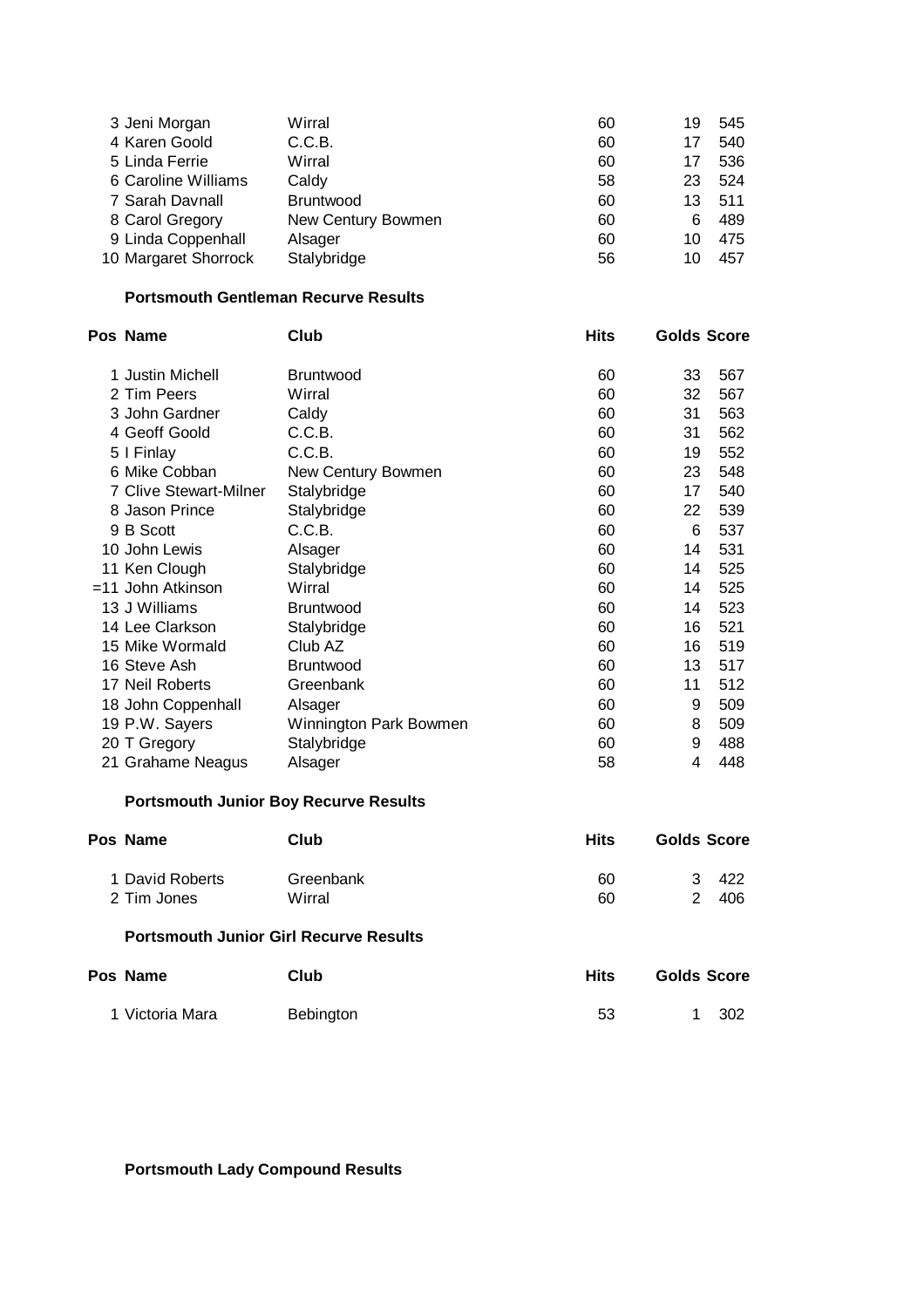| Pos | Name | Club | Hits | Golds | Score |
|---|---|---|---|---|---|
| 3 | Jeni Morgan | Wirral | 60 | 19 | 545 |
| 4 | Karen Goold | C.C.B. | 60 | 17 | 540 |
| 5 | Linda Ferrie | Wirral | 60 | 17 | 536 |
| 6 | Caroline Williams | Caldy | 58 | 23 | 524 |
| 7 | Sarah Davnall | Bruntwood | 60 | 13 | 511 |
| 8 | Carol Gregory | New Century Bowmen | 60 | 6 | 489 |
| 9 | Linda Coppenhall | Alsager | 60 | 10 | 475 |
| 10 | Margaret Shorrock | Stalybridge | 56 | 10 | 457 |

**Portsmouth Gentleman Recurve Results**

| Pos | Name | Club | Hits | Golds | Score |
|---|---|---|---|---|---|
| 1 | Justin Michell | Bruntwood | 60 | 33 | 567 |
| 2 | Tim Peers | Wirral | 60 | 32 | 567 |
| 3 | John Gardner | Caldy | 60 | 31 | 563 |
| 4 | Geoff Goold | C.C.B. | 60 | 31 | 562 |
| 5 | I Finlay | C.C.B. | 60 | 19 | 552 |
| 6 | Mike Cobban | New Century Bowmen | 60 | 23 | 548 |
| 7 | Clive Stewart-Milner | Stalybridge | 60 | 17 | 540 |
| 8 | Jason Prince | Stalybridge | 60 | 22 | 539 |
| 9 | B Scott | C.C.B. | 60 | 6 | 537 |
| 10 | John Lewis | Alsager | 60 | 14 | 531 |
| 11 | Ken Clough | Stalybridge | 60 | 14 | 525 |
| =11 | John Atkinson | Wirral | 60 | 14 | 525 |
| 13 | J Williams | Bruntwood | 60 | 14 | 523 |
| 14 | Lee Clarkson | Stalybridge | 60 | 16 | 521 |
| 15 | Mike Wormald | Club AZ | 60 | 16 | 519 |
| 16 | Steve Ash | Bruntwood | 60 | 13 | 517 |
| 17 | Neil Roberts | Greenbank | 60 | 11 | 512 |
| 18 | John Coppenhall | Alsager | 60 | 9 | 509 |
| 19 | P.W. Sayers | Winnington Park Bowmen | 60 | 8 | 509 |
| 20 | T Gregory | Stalybridge | 60 | 9 | 488 |
| 21 | Grahame Neagus | Alsager | 58 | 4 | 448 |

**Portsmouth Junior Boy Recurve Results**

| Pos | Name | Club | Hits | Golds | Score |
|---|---|---|---|---|---|
| 1 | David Roberts | Greenbank | 60 | 3 | 422 |
| 2 | Tim Jones | Wirral | 60 | 2 | 406 |

**Portsmouth Junior Girl Recurve Results**

| Pos | Name | Club | Hits | Golds | Score |
|---|---|---|---|---|---|
| 1 | Victoria Mara | Bebington | 53 | 1 | 302 |

**Portsmouth Lady Compound Results**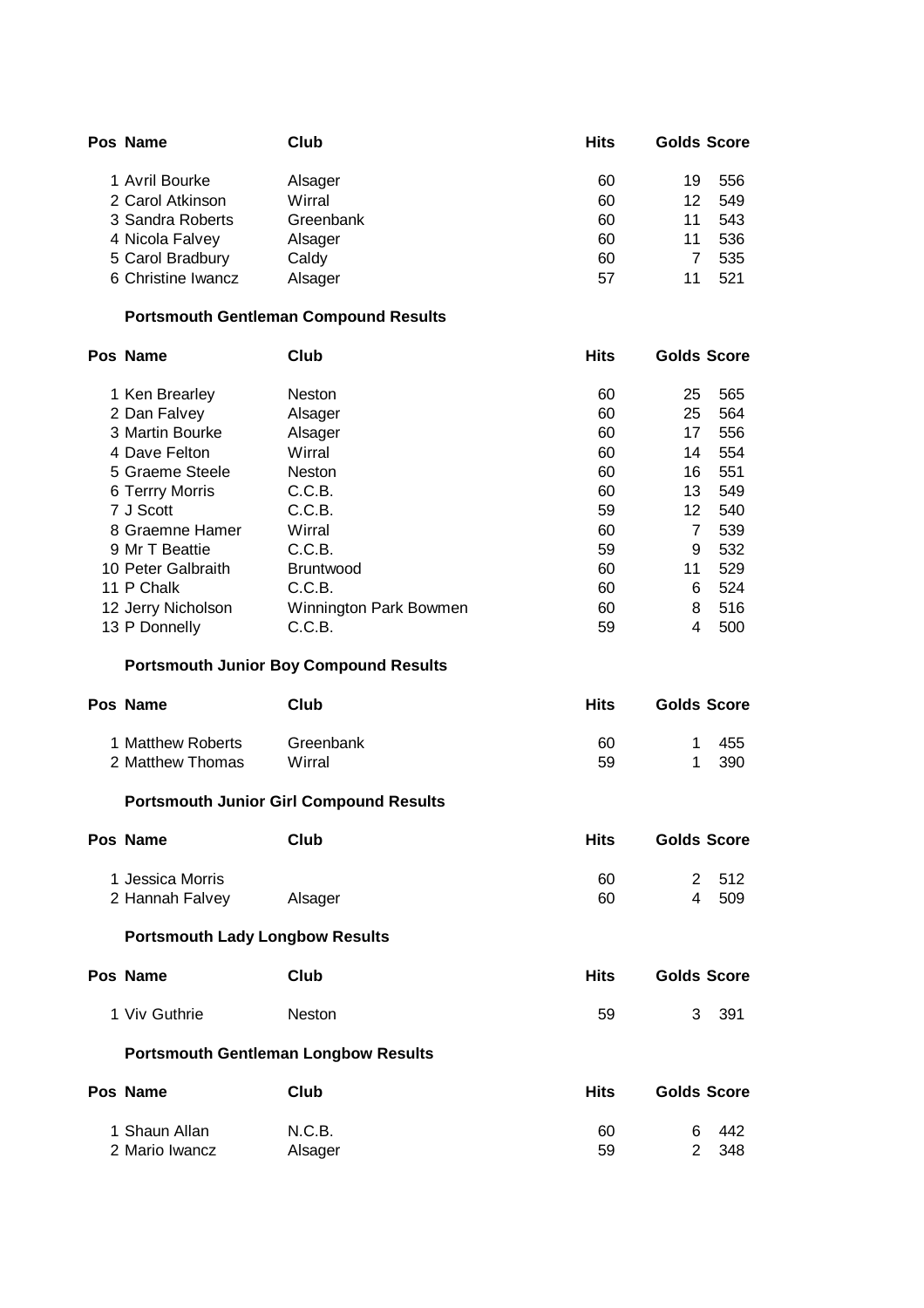| Pos | Name | Club | Hits | Golds | Score |
|---|---|---|---|---|---|
| 1 | Avril Bourke | Alsager | 60 | 19 | 556 |
| 2 | Carol Atkinson | Wirral | 60 | 12 | 549 |
| 3 | Sandra Roberts | Greenbank | 60 | 11 | 543 |
| 4 | Nicola Falvey | Alsager | 60 | 11 | 536 |
| 5 | Carol Bradbury | Caldy | 60 | 7 | 535 |
| 6 | Christine Iwancz | Alsager | 57 | 11 | 521 |

**Portsmouth Gentleman Compound Results**

| Pos | Name | Club | Hits | Golds | Score |
|---|---|---|---|---|---|
| 1 | Ken Brearley | Neston | 60 | 25 | 565 |
| 2 | Dan Falvey | Alsager | 60 | 25 | 564 |
| 3 | Martin Bourke | Alsager | 60 | 17 | 556 |
| 4 | Dave Felton | Wirral | 60 | 14 | 554 |
| 5 | Graeme Steele | Neston | 60 | 16 | 551 |
| 6 | Terrry Morris | C.C.B. | 60 | 13 | 549 |
| 7 | J Scott | C.C.B. | 59 | 12 | 540 |
| 8 | Graemne Hamer | Wirral | 60 | 7 | 539 |
| 9 | Mr T Beattie | C.C.B. | 59 | 9 | 532 |
| 10 | Peter Galbraith | Bruntwood | 60 | 11 | 529 |
| 11 | P Chalk | C.C.B. | 60 | 6 | 524 |
| 12 | Jerry Nicholson | Winnington Park Bowmen | 60 | 8 | 516 |
| 13 | P Donnelly | C.C.B. | 59 | 4 | 500 |

**Portsmouth Junior Boy Compound Results**

| Pos | Name | Club | Hits | Golds | Score |
|---|---|---|---|---|---|
| 1 | Matthew Roberts | Greenbank | 60 | 1 | 455 |
| 2 | Matthew Thomas | Wirral | 59 | 1 | 390 |

**Portsmouth Junior Girl Compound Results**

| Pos | Name | Club | Hits | Golds | Score |
|---|---|---|---|---|---|
| 1 | Jessica Morris | | 60 | 2 | 512 |
| 2 | Hannah Falvey | Alsager | 60 | 4 | 509 |

**Portsmouth Lady Longbow Results**

| Pos | Name | Club | Hits | Golds | Score |
|---|---|---|---|---|---|
| 1 | Viv Guthrie | Neston | 59 | 3 | 391 |

**Portsmouth Gentleman Longbow Results**

| Pos | Name | Club | Hits | Golds | Score |
|---|---|---|---|---|---|
| 1 | Shaun Allan | N.C.B. | 60 | 6 | 442 |
| 2 | Mario Iwancz | Alsager | 59 | 2 | 348 |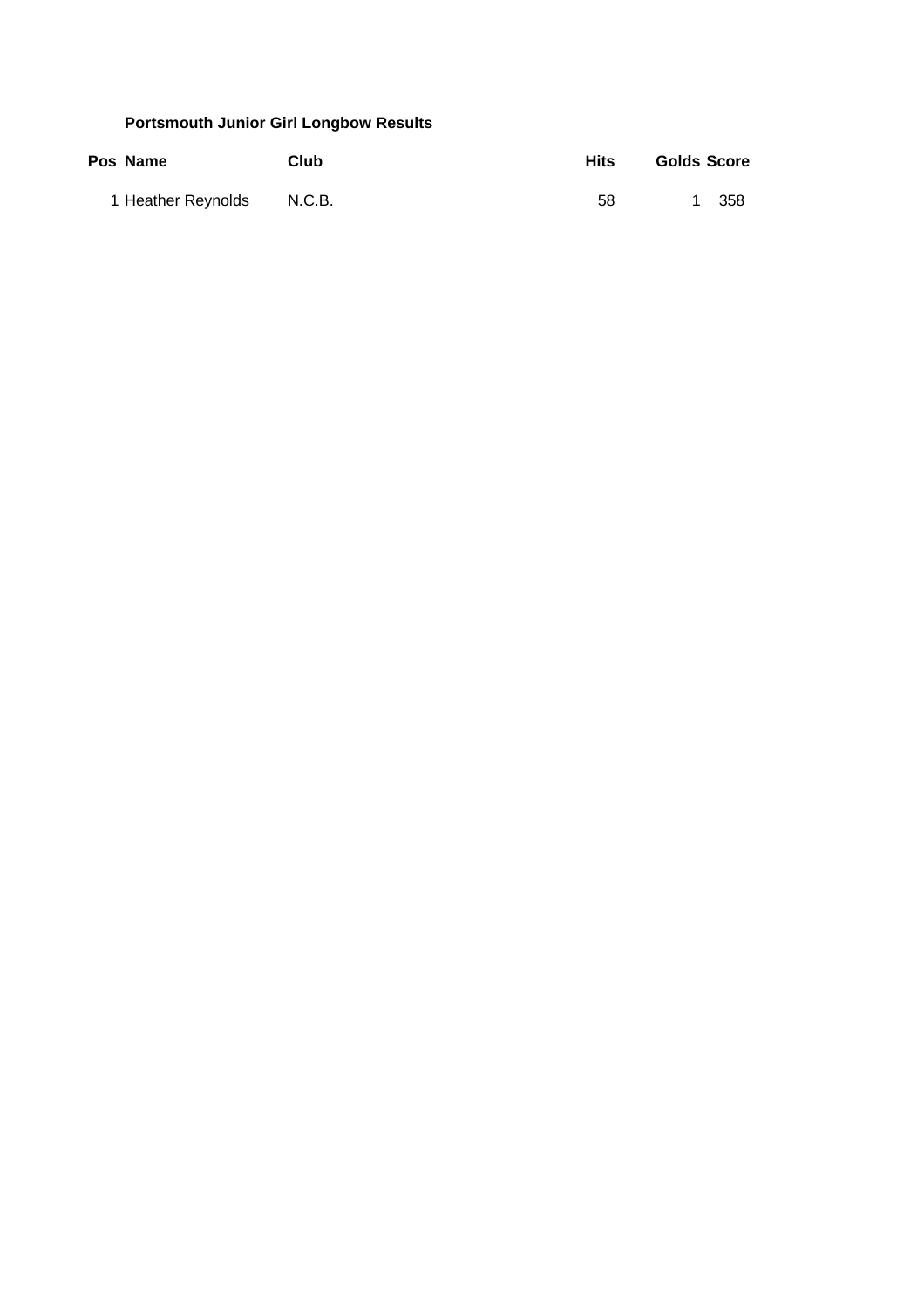**Portsmouth Junior Girl Longbow Results**

| Pos | Name | Club | Hits | Golds | Score |
|---|---|---|---|---|---|
| 1 | Heather Reynolds | N.C.B. | 58 | 1 | 358 |